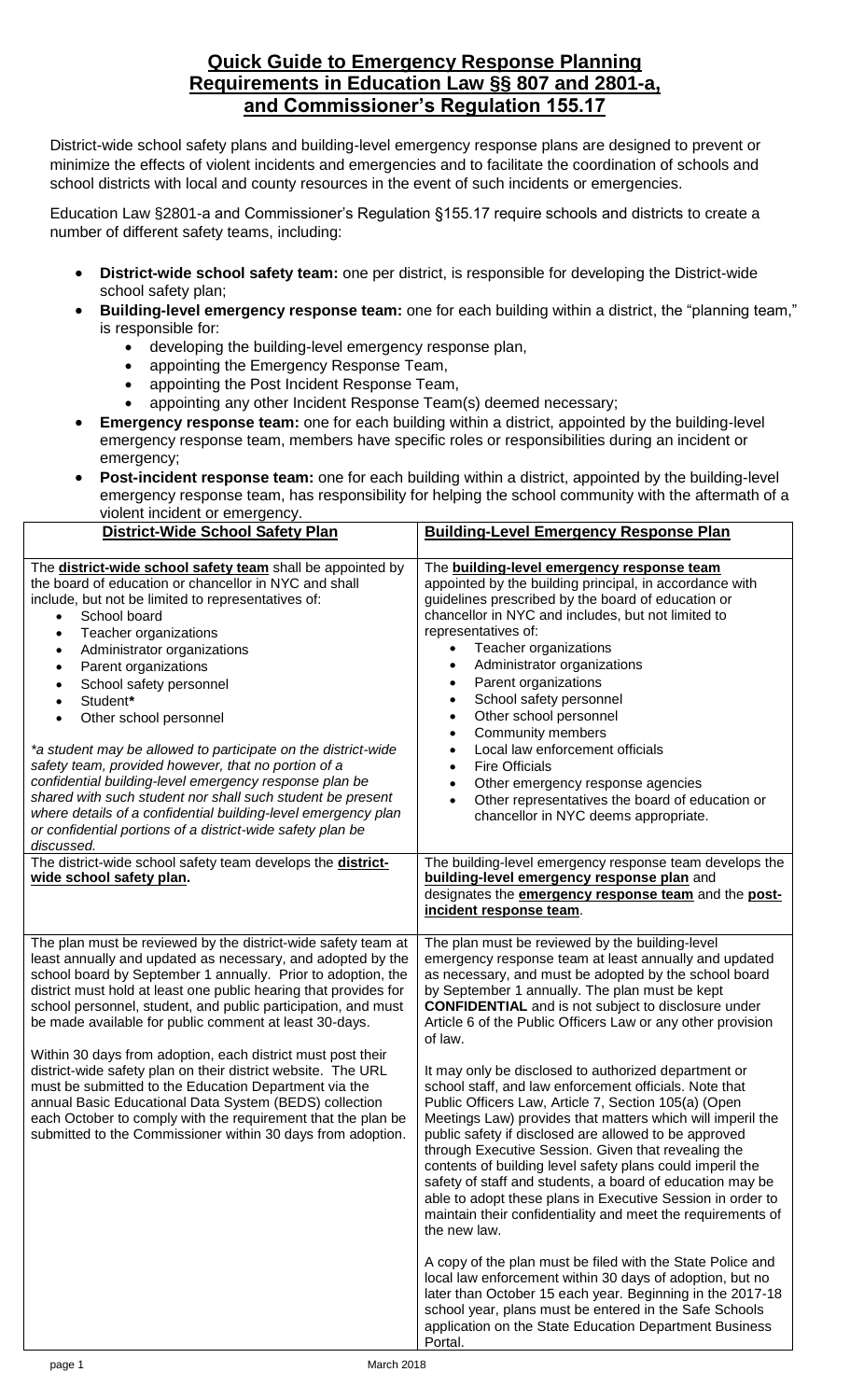# Quick Guide to Emergency Response Planning Requirements in Education Law §§ 807 and 2801-a, and Commissioner's Regulation 155.17

District-wide school safety plans and building-level emergency response plans are designed to prevent or minimize the effects of violent incidents and emergencies and to facilitate the coordination of schools and school districts with local and county resources in the event of such incidents or emergencies.

Education Law §2801-a and Commissioner's Regulation §155.17 require schools and districts to create a number of different safety teams, including:

- **District-wide school safety team:** one per district, is responsible for developing the District-wide school safety plan;
- **Building-level emergency response team:** one for each building within a district, the "planning team," is responsible for:
  - developing the building-level emergency response plan,
  - appointing the Emergency Response Team,
  - appointing the Post Incident Response Team,
  - appointing any other Incident Response Team(s) deemed necessary;
- **Emergency response team:** one for each building within a district, appointed by the building-level emergency response team, members have specific roles or responsibilities during an incident or emergency;
- **Post-incident response team:** one for each building within a district, appointed by the building-level emergency response team, has responsibility for helping the school community with the aftermath of a violent incident or emergency.

| **District-Wide School Safety Plan** | **Building-Level Emergency Response Plan** |
|---|---|
| The **district-wide school safety team** shall be appointed by the board of education or chancellor in NYC and shall include, but not be limited to representatives of:<br>• School board<br>• Teacher organizations<br>• Administrator organizations<br>• Parent organizations<br>• School safety personnel<br>• Student*<br>• Other school personnel<br><br>*\*a student may be allowed to participate on the district-wide safety team, provided however, that no portion of a confidential building-level emergency response plan be shared with such student nor shall such student be present where details of a confidential building-level emergency plan or confidential portions of a district-wide safety plan be discussed.* | The **building-level emergency response team** appointed by the building principal, in accordance with guidelines prescribed by the board of education or chancellor in NYC and includes, but not limited to representatives of:<br>• Teacher organizations<br>• Administrator organizations<br>• Parent organizations<br>• School safety personnel<br>• Other school personnel<br>• Community members<br>• Local law enforcement officials<br>• Fire Officials<br>• Other emergency response agencies<br>• Other representatives the board of education or chancellor in NYC deems appropriate. |
| The district-wide school safety team develops the **district-wide school safety plan.** | The building-level emergency response team develops the **building-level emergency response plan** and designates the **emergency response team** and the **post-incident response team**. |
| The plan must be reviewed by the district-wide safety team at least annually and updated as necessary, and adopted by the school board by September 1 annually. Prior to adoption, the district must hold at least one public hearing that provides for school personnel, student, and public participation, and must be made available for public comment at least 30-days.<br><br>Within 30 days from adoption, each district must post their district-wide safety plan on their district website. The URL must be submitted to the Education Department via the annual Basic Educational Data System (BEDS) collection each October to comply with the requirement that the plan be submitted to the Commissioner within 30 days from adoption. | The plan must be reviewed by the building-level emergency response team at least annually and updated as necessary, and must be adopted by the school board by September 1 annually. The plan must be kept **CONFIDENTIAL** and is not subject to disclosure under Article 6 of the Public Officers Law or any other provision of law.<br><br>It may only be disclosed to authorized department or school staff, and law enforcement officials. Note that Public Officers Law, Article 7, Section 105(a) (Open Meetings Law) provides that matters which will imperil the public safety if disclosed are allowed to be approved through Executive Session. Given that revealing the contents of building level safety plans could imperil the safety of staff and students, a board of education may be able to adopt these plans in Executive Session in order to maintain their confidentiality and meet the requirements of the new law.<br><br>A copy of the plan must be filed with the State Police and local law enforcement within 30 days of adoption, but no later than October 15 each year. Beginning in the 2017-18 school year, plans must be entered in the Safe Schools application on the State Education Department Business Portal. |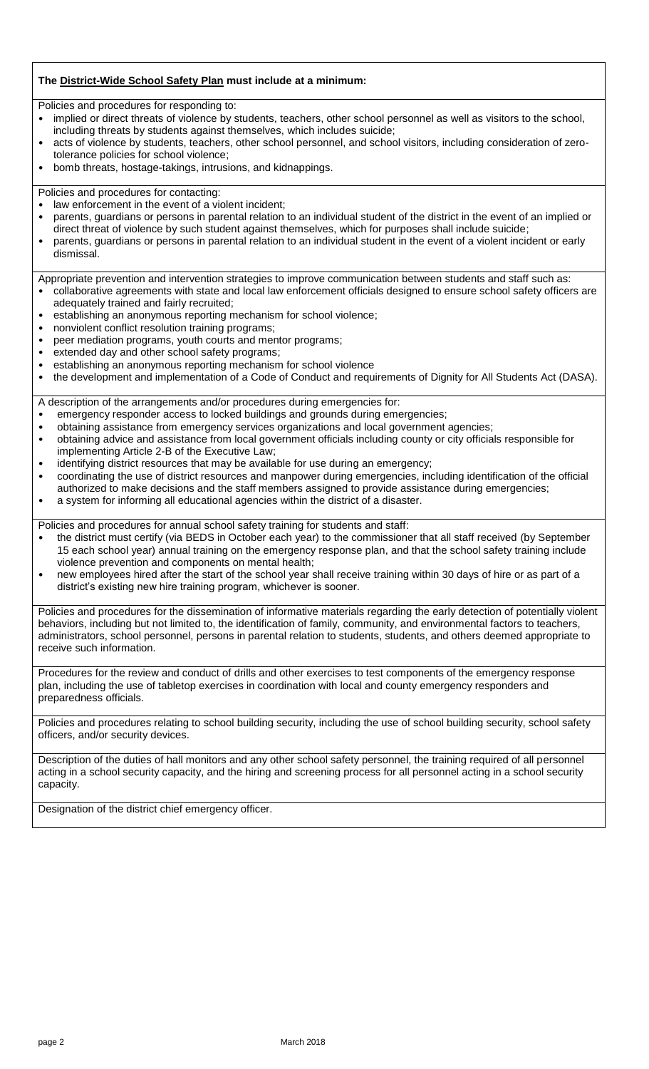**The <u>District-Wide School Safety Plan</u> must include at a minimum:**

Policies and procedures for responding to:

- implied or direct threats of violence by students, teachers, other school personnel as well as visitors to the school, including threats by students against themselves, which includes suicide;
- acts of violence by students, teachers, other school personnel, and school visitors, including consideration of zero-tolerance policies for school violence;
- bomb threats, hostage-takings, intrusions, and kidnappings.

Policies and procedures for contacting:

- law enforcement in the event of a violent incident;
- parents, guardians or persons in parental relation to an individual student of the district in the event of an implied or direct threat of violence by such student against themselves, which for purposes shall include suicide;
- parents, guardians or persons in parental relation to an individual student in the event of a violent incident or early dismissal.

Appropriate prevention and intervention strategies to improve communication between students and staff such as:

- collaborative agreements with state and local law enforcement officials designed to ensure school safety officers are adequately trained and fairly recruited;
- establishing an anonymous reporting mechanism for school violence;
- nonviolent conflict resolution training programs;
- peer mediation programs, youth courts and mentor programs;
- extended day and other school safety programs;
- establishing an anonymous reporting mechanism for school violence
- the development and implementation of a Code of Conduct and requirements of Dignity for All Students Act (DASA).

A description of the arrangements and/or procedures during emergencies for:

- emergency responder access to locked buildings and grounds during emergencies;
- obtaining assistance from emergency services organizations and local government agencies;
- obtaining advice and assistance from local government officials including county or city officials responsible for implementing Article 2-B of the Executive Law;
- identifying district resources that may be available for use during an emergency;
- coordinating the use of district resources and manpower during emergencies, including identification of the official authorized to make decisions and the staff members assigned to provide assistance during emergencies;
- a system for informing all educational agencies within the district of a disaster.

Policies and procedures for annual school safety training for students and staff:

- the district must certify (via BEDS in October each year) to the commissioner that all staff received (by September 15 each school year) annual training on the emergency response plan, and that the school safety training include violence prevention and components on mental health;
- new employees hired after the start of the school year shall receive training within 30 days of hire or as part of a district's existing new hire training program, whichever is sooner.

Policies and procedures for the dissemination of informative materials regarding the early detection of potentially violent behaviors, including but not limited to, the identification of family, community, and environmental factors to teachers, administrators, school personnel, persons in parental relation to students, students, and others deemed appropriate to receive such information.

Procedures for the review and conduct of drills and other exercises to test components of the emergency response plan, including the use of tabletop exercises in coordination with local and county emergency responders and preparedness officials.

Policies and procedures relating to school building security, including the use of school building security, school safety officers, and/or security devices.

Description of the duties of hall monitors and any other school safety personnel, the training required of all personnel acting in a school security capacity, and the hiring and screening process for all personnel acting in a school security capacity.

Designation of the district chief emergency officer.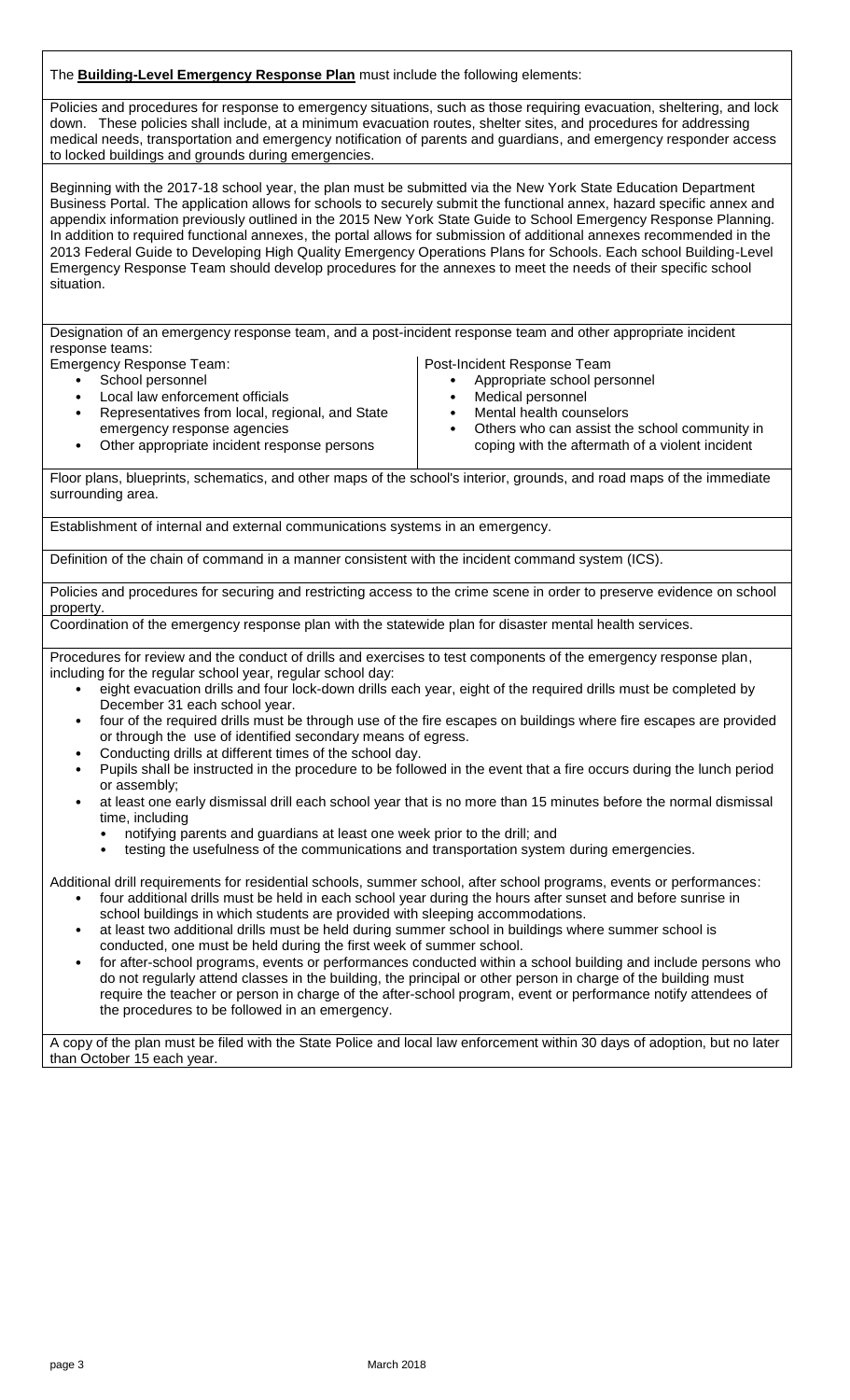The **Building-Level Emergency Response Plan** must include the following elements:

Policies and procedures for response to emergency situations, such as those requiring evacuation, sheltering, and lock down. These policies shall include, at a minimum evacuation routes, shelter sites, and procedures for addressing medical needs, transportation and emergency notification of parents and guardians, and emergency responder access to locked buildings and grounds during emergencies.

Beginning with the 2017-18 school year, the plan must be submitted via the New York State Education Department Business Portal. The application allows for schools to securely submit the functional annex, hazard specific annex and appendix information previously outlined in the 2015 New York State Guide to School Emergency Response Planning. In addition to required functional annexes, the portal allows for submission of additional annexes recommended in the 2013 Federal Guide to Developing High Quality Emergency Operations Plans for Schools. Each school Building-Level Emergency Response Team should develop procedures for the annexes to meet the needs of their specific school situation.

Designation of an emergency response team, and a post-incident response team and other appropriate incident response teams:

Emergency Response Team:

- School personnel
- Local law enforcement officials
- Representatives from local, regional, and State emergency response agencies
- Other appropriate incident response persons

Post-Incident Response Team

- Appropriate school personnel
- Medical personnel
- Mental health counselors
- Others who can assist the school community in coping with the aftermath of a violent incident

Floor plans, blueprints, schematics, and other maps of the school's interior, grounds, and road maps of the immediate surrounding area.

Establishment of internal and external communications systems in an emergency.

Definition of the chain of command in a manner consistent with the incident command system (ICS).

Policies and procedures for securing and restricting access to the crime scene in order to preserve evidence on school property.

Coordination of the emergency response plan with the statewide plan for disaster mental health services.

Procedures for review and the conduct of drills and exercises to test components of the emergency response plan, including for the regular school year, regular school day:

- eight evacuation drills and four lock-down drills each year, eight of the required drills must be completed by December 31 each school year.
- four of the required drills must be through use of the fire escapes on buildings where fire escapes are provided or through the use of identified secondary means of egress.
- Conducting drills at different times of the school day.
- Pupils shall be instructed in the procedure to be followed in the event that a fire occurs during the lunch period or assembly;
- at least one early dismissal drill each school year that is no more than 15 minutes before the normal dismissal time, including
  - notifying parents and guardians at least one week prior to the drill; and
  - testing the usefulness of the communications and transportation system during emergencies.

Additional drill requirements for residential schools, summer school, after school programs, events or performances:

- four additional drills must be held in each school year during the hours after sunset and before sunrise in school buildings in which students are provided with sleeping accommodations.
- at least two additional drills must be held during summer school in buildings where summer school is conducted, one must be held during the first week of summer school.
- for after-school programs, events or performances conducted within a school building and include persons who do not regularly attend classes in the building, the principal or other person in charge of the building must require the teacher or person in charge of the after-school program, event or performance notify attendees of the procedures to be followed in an emergency.

A copy of the plan must be filed with the State Police and local law enforcement within 30 days of adoption, but no later than October 15 each year.